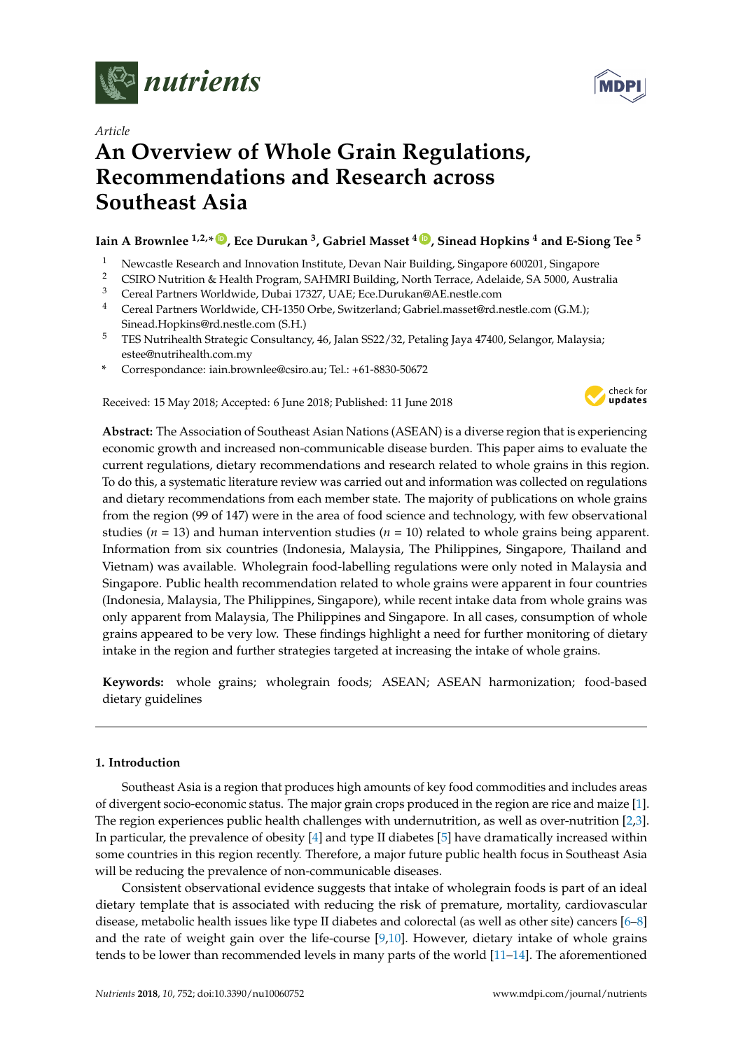*Article*

# An Overview of Whole Grain Regulations, Recommendations and Research across Southeast Asia

**Iain A Brownlee [1,2,*], Ece Durukan [3], Gabriel Masset [4], Sinead Hopkins [4] and E-Siong Tee [5]**

1. Newcastle Research and Innovation Institute, Devan Nair Building, Singapore 600201, Singapore
2. CSIRO Nutrition & Health Program, SAHMRI Building, North Terrace, Adelaide, SA 5000, Australia
3. Cereal Partners Worldwide, Dubai 17327, UAE; Ece.Durukan@AE.nestle.com
4. Cereal Partners Worldwide, CH-1350 Orbe, Switzerland; Gabriel.masset@rd.nestle.com (G.M.); Sinead.Hopkins@rd.nestle.com (S.H.)
5. TES Nutrihealth Strategic Consultancy, 46, Jalan SS22/32, Petaling Jaya 47400, Selangor, Malaysia; estee@nutrihealth.com.my

\* Correspondance: iain.brownlee@csiro.au; Tel.: +61-8830-50672

Received: 15 May 2018; Accepted: 6 June 2018; Published: 11 June 2018

**Abstract:** The Association of Southeast Asian Nations (ASEAN) is a diverse region that is experiencing economic growth and increased non-communicable disease burden. This paper aims to evaluate the current regulations, dietary recommendations and research related to whole grains in this region. To do this, a systematic literature review was carried out and information was collected on regulations and dietary recommendations from each member state. The majority of publications on whole grains from the region (99 of 147) were in the area of food science and technology, with few observational studies ($n$ = 13) and human intervention studies ($n$ = 10) related to whole grains being apparent. Information from six countries (Indonesia, Malaysia, The Philippines, Singapore, Thailand and Vietnam) was available. Wholegrain food-labelling regulations were only noted in Malaysia and Singapore. Public health recommendation related to whole grains were apparent in four countries (Indonesia, Malaysia, The Philippines, Singapore), while recent intake data from whole grains was only apparent from Malaysia, The Philippines and Singapore. In all cases, consumption of whole grains appeared to be very low. These findings highlight a need for further monitoring of dietary intake in the region and further strategies targeted at increasing the intake of whole grains.

**Keywords:** whole grains; wholegrain foods; ASEAN; ASEAN harmonization; food-based dietary guidelines

## 1. Introduction

Southeast Asia is a region that produces high amounts of key food commodities and includes areas of divergent socio-economic status. The major grain crops produced in the region are rice and maize [1]. The region experiences public health challenges with undernutrition, as well as over-nutrition [2,3]. In particular, the prevalence of obesity [4] and type II diabetes [5] have dramatically increased within some countries in this region recently. Therefore, a major future public health focus in Southeast Asia will be reducing the prevalence of non-communicable diseases.

Consistent observational evidence suggests that intake of wholegrain foods is part of an ideal dietary template that is associated with reducing the risk of premature, mortality, cardiovascular disease, metabolic health issues like type II diabetes and colorectal (as well as other site) cancers [6–8] and the rate of weight gain over the life-course [9,10]. However, dietary intake of whole grains tends to be lower than recommended levels in many parts of the world [11–14]. The aforementioned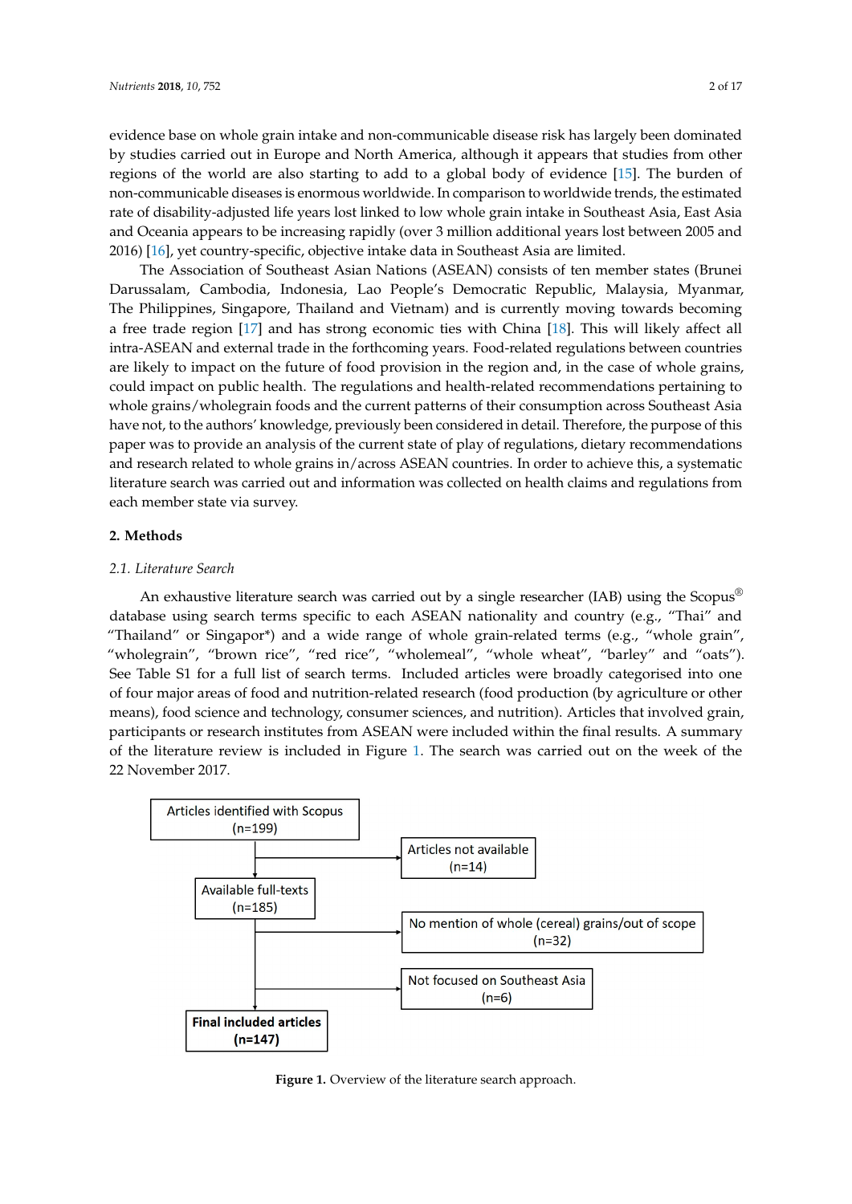evidence base on whole grain intake and non-communicable disease risk has largely been dominated by studies carried out in Europe and North America, although it appears that studies from other regions of the world are also starting to add to a global body of evidence [15]. The burden of non-communicable diseases is enormous worldwide. In comparison to worldwide trends, the estimated rate of disability-adjusted life years lost linked to low whole grain intake in Southeast Asia, East Asia and Oceania appears to be increasing rapidly (over 3 million additional years lost between 2005 and 2016) [16], yet country-specific, objective intake data in Southeast Asia are limited.

The Association of Southeast Asian Nations (ASEAN) consists of ten member states (Brunei Darussalam, Cambodia, Indonesia, Lao People's Democratic Republic, Malaysia, Myanmar, The Philippines, Singapore, Thailand and Vietnam) and is currently moving towards becoming a free trade region [17] and has strong economic ties with China [18]. This will likely affect all intra-ASEAN and external trade in the forthcoming years. Food-related regulations between countries are likely to impact on the future of food provision in the region and, in the case of whole grains, could impact on public health. The regulations and health-related recommendations pertaining to whole grains/wholegrain foods and the current patterns of their consumption across Southeast Asia have not, to the authors' knowledge, previously been considered in detail. Therefore, the purpose of this paper was to provide an analysis of the current state of play of regulations, dietary recommendations and research related to whole grains in/across ASEAN countries. In order to achieve this, a systematic literature search was carried out and information was collected on health claims and regulations from each member state via survey.

## 2. Methods

### 2.1. Literature Search

An exhaustive literature search was carried out by a single researcher (IAB) using the Scopus® database using search terms specific to each ASEAN nationality and country (e.g., "Thai" and "Thailand" or Singapor*) and a wide range of whole grain-related terms (e.g., "whole grain", "wholegrain", "brown rice", "red rice", "wholemeal", "whole wheat", "barley" and "oats"). See Table S1 for a full list of search terms. Included articles were broadly categorised into one of four major areas of food and nutrition-related research (food production (by agriculture or other means), food science and technology, consumer sciences, and nutrition). Articles that involved grain, participants or research institutes from ASEAN were included within the final results. A summary of the literature review is included in Figure 1. The search was carried out on the week of the 22 November 2017.

- Articles identified with Scopus (n=199)
  - → Articles not available (n=14)
- Available full-texts (n=185)
  - → No mention of whole (cereal) grains/out of scope (n=32)
  - → Not focused on Southeast Asia (n=6)
- **Final included articles (n=147)**

**Figure 1.** Overview of the literature search approach.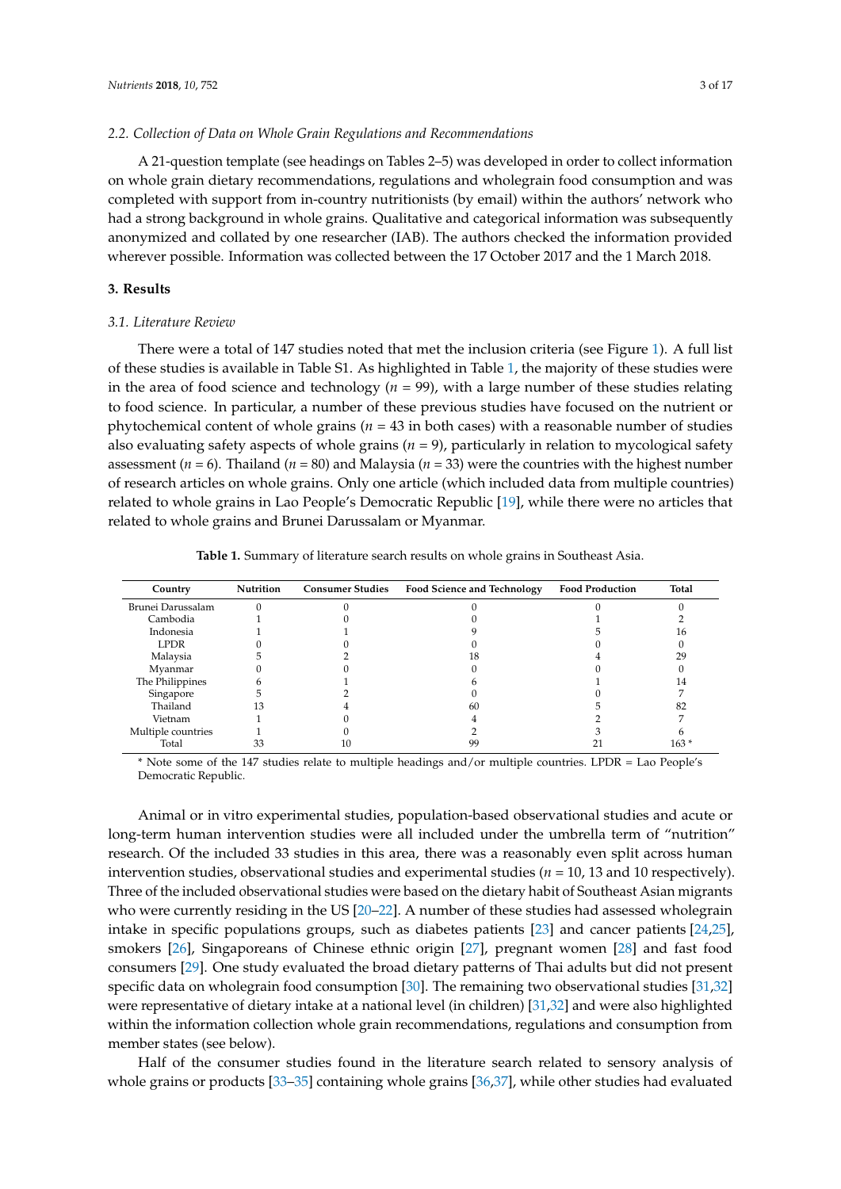### 2.2. Collection of Data on Whole Grain Regulations and Recommendations

A 21-question template (see headings on Tables 2–5) was developed in order to collect information on whole grain dietary recommendations, regulations and wholegrain food consumption and was completed with support from in-country nutritionists (by email) within the authors' network who had a strong background in whole grains. Qualitative and categorical information was subsequently anonymized and collated by one researcher (IAB). The authors checked the information provided wherever possible. Information was collected between the 17 October 2017 and the 1 March 2018.

## 3. Results

### 3.1. Literature Review

There were a total of 147 studies noted that met the inclusion criteria (see Figure 1). A full list of these studies is available in Table S1. As highlighted in Table 1, the majority of these studies were in the area of food science and technology (*n* = 99), with a large number of these studies relating to food science. In particular, a number of these previous studies have focused on the nutrient or phytochemical content of whole grains (*n* = 43 in both cases) with a reasonable number of studies also evaluating safety aspects of whole grains (*n* = 9), particularly in relation to mycological safety assessment (*n* = 6). Thailand (*n* = 80) and Malaysia (*n* = 33) were the countries with the highest number of research articles on whole grains. Only one article (which included data from multiple countries) related to whole grains in Lao People's Democratic Republic [19], while there were no articles that related to whole grains and Brunei Darussalam or Myanmar.

**Table 1.** Summary of literature search results on whole grains in Southeast Asia.

| Country | Nutrition | Consumer Studies | Food Science and Technology | Food Production | Total |
|---|---|---|---|---|---|
| Brunei Darussalam | 0 | 0 | 0 | 0 | 0 |
| Cambodia | 1 | 0 | 0 | 1 | 2 |
| Indonesia | 1 | 1 | 9 | 5 | 16 |
| LPDR | 0 | 0 | 0 | 0 | 0 |
| Malaysia | 5 | 2 | 18 | 4 | 29 |
| Myanmar | 0 | 0 | 0 | 0 | 0 |
| The Philippines | 6 | 1 | 6 | 1 | 14 |
| Singapore | 5 | 2 | 0 | 0 | 7 |
| Thailand | 13 | 4 | 60 | 5 | 82 |
| Vietnam | 1 | 0 | 4 | 2 | 7 |
| Multiple countries | 1 | 0 | 2 | 3 | 6 |
| Total | 33 | 10 | 99 | 21 | 163 * |

\* Note some of the 147 studies relate to multiple headings and/or multiple countries. LPDR = Lao People's Democratic Republic.

Animal or in vitro experimental studies, population-based observational studies and acute or long-term human intervention studies were all included under the umbrella term of "nutrition" research. Of the included 33 studies in this area, there was a reasonably even split across human intervention studies, observational studies and experimental studies (*n* = 10, 13 and 10 respectively). Three of the included observational studies were based on the dietary habit of Southeast Asian migrants who were currently residing in the US [20–22]. A number of these studies had assessed wholegrain intake in specific populations groups, such as diabetes patients [23] and cancer patients [24,25], smokers [26], Singaporeans of Chinese ethnic origin [27], pregnant women [28] and fast food consumers [29]. One study evaluated the broad dietary patterns of Thai adults but did not present specific data on wholegrain food consumption [30]. The remaining two observational studies [31,32] were representative of dietary intake at a national level (in children) [31,32] and were also highlighted within the information collection whole grain recommendations, regulations and consumption from member states (see below).

Half of the consumer studies found in the literature search related to sensory analysis of whole grains or products [33–35] containing whole grains [36,37], while other studies had evaluated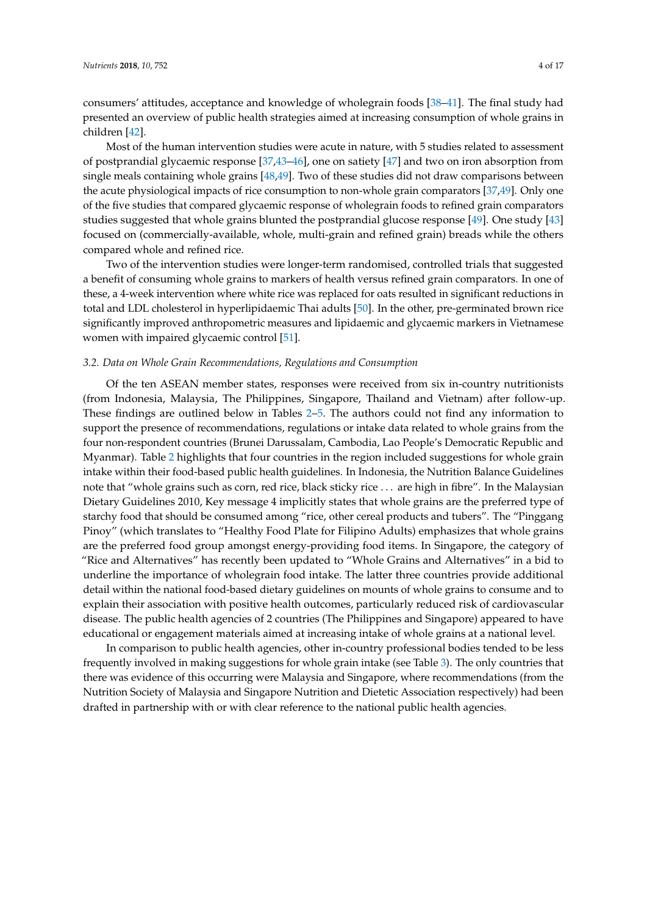consumers' attitudes, acceptance and knowledge of wholegrain foods [38–41]. The final study had presented an overview of public health strategies aimed at increasing consumption of whole grains in children [42].

Most of the human intervention studies were acute in nature, with 5 studies related to assessment of postprandial glycaemic response [37,43–46], one on satiety [47] and two on iron absorption from single meals containing whole grains [48,49]. Two of these studies did not draw comparisons between the acute physiological impacts of rice consumption to non-whole grain comparators [37,49]. Only one of the five studies that compared glycaemic response of wholegrain foods to refined grain comparators studies suggested that whole grains blunted the postprandial glucose response [49]. One study [43] focused on (commercially-available, whole, multi-grain and refined grain) breads while the others compared whole and refined rice.

Two of the intervention studies were longer-term randomised, controlled trials that suggested a benefit of consuming whole grains to markers of health versus refined grain comparators. In one of these, a 4-week intervention where white rice was replaced for oats resulted in significant reductions in total and LDL cholesterol in hyperlipidaemic Thai adults [50]. In the other, pre-germinated brown rice significantly improved anthropometric measures and lipidaemic and glycaemic markers in Vietnamese women with impaired glycaemic control [51].

### *3.2. Data on Whole Grain Recommendations, Regulations and Consumption*

Of the ten ASEAN member states, responses were received from six in-country nutritionists (from Indonesia, Malaysia, The Philippines, Singapore, Thailand and Vietnam) after follow-up. These findings are outlined below in Tables 2–5. The authors could not find any information to support the presence of recommendations, regulations or intake data related to whole grains from the four non-respondent countries (Brunei Darussalam, Cambodia, Lao People's Democratic Republic and Myanmar). Table 2 highlights that four countries in the region included suggestions for whole grain intake within their food-based public health guidelines. In Indonesia, the Nutrition Balance Guidelines note that "whole grains such as corn, red rice, black sticky rice . . . are high in fibre". In the Malaysian Dietary Guidelines 2010, Key message 4 implicitly states that whole grains are the preferred type of starchy food that should be consumed among "rice, other cereal products and tubers". The "Pinggang Pinoy" (which translates to "Healthy Food Plate for Filipino Adults) emphasizes that whole grains are the preferred food group amongst energy-providing food items. In Singapore, the category of "Rice and Alternatives" has recently been updated to "Whole Grains and Alternatives" in a bid to underline the importance of wholegrain food intake. The latter three countries provide additional detail within the national food-based dietary guidelines on mounts of whole grains to consume and to explain their association with positive health outcomes, particularly reduced risk of cardiovascular disease. The public health agencies of 2 countries (The Philippines and Singapore) appeared to have educational or engagement materials aimed at increasing intake of whole grains at a national level.

In comparison to public health agencies, other in-country professional bodies tended to be less frequently involved in making suggestions for whole grain intake (see Table 3). The only countries that there was evidence of this occurring were Malaysia and Singapore, where recommendations (from the Nutrition Society of Malaysia and Singapore Nutrition and Dietetic Association respectively) had been drafted in partnership with or with clear reference to the national public health agencies.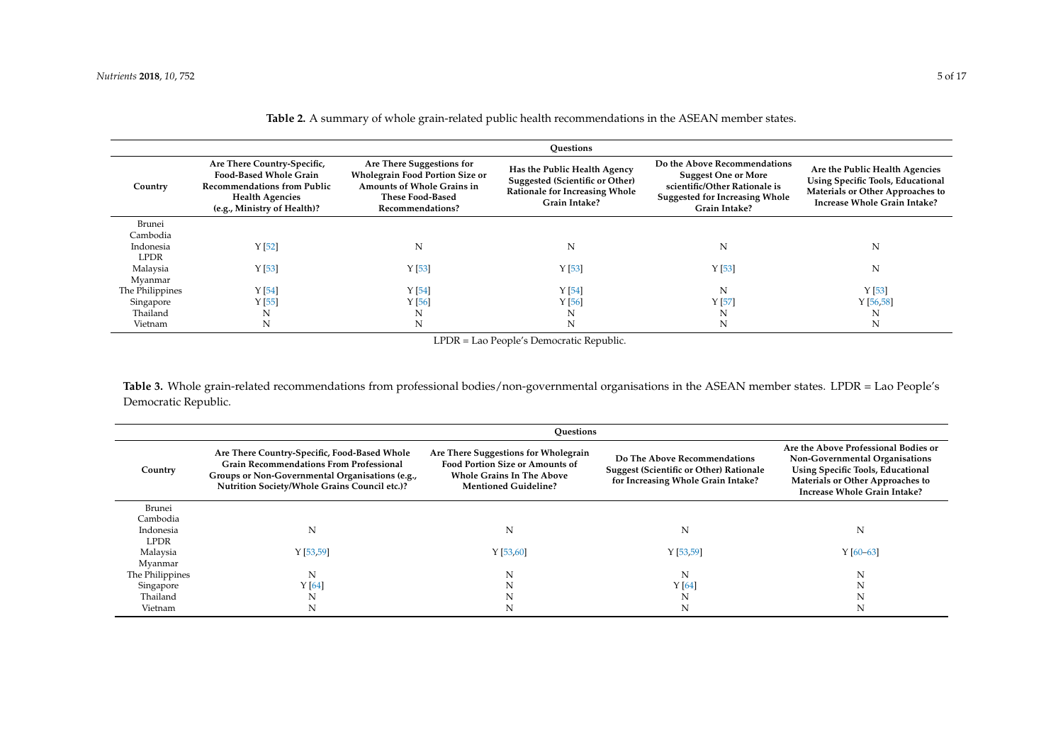**Table 2.** A summary of whole grain-related public health recommendations in the ASEAN member states.

| | Questions | | | | |
|---|---|---|---|---|---|
| **Country** | **Are There Country-Specific, Food-Based Whole Grain Recommendations from Public Health Agencies (e.g., Ministry of Health)?** | **Are There Suggestions for Wholegrain Food Portion Size or Amounts of Whole Grains in These Food-Based Recommendations?** | **Has the Public Health Agency Suggested (Scientific or Other) Rationale for Increasing Whole Grain Intake?** | **Do the Above Recommendations Suggest One or More scientific/Other Rationale is Suggested for Increasing Whole Grain Intake?** | **Are the Public Health Agencies Using Specific Tools, Educational Materials or Other Approaches to Increase Whole Grain Intake?** |
| Brunei | | | | | |
| Cambodia | | | | | |
| Indonesia | Y [52] | N | N | N | N |
| LPDR | | | | | |
| Malaysia | Y [53] | Y [53] | Y [53] | Y [53] | N |
| Myanmar | | | | | |
| The Philippines | Y [54] | Y [54] | Y [54] | N | Y [53] |
| Singapore | Y [55] | Y [56] | Y [56] | Y [57] | Y [56,58] |
| Thailand | N | N | N | N | N |
| Vietnam | N | N | N | N | N |

LPDR = Lao People's Democratic Republic.

**Table 3.** Whole grain-related recommendations from professional bodies/non-governmental organisations in the ASEAN member states. LPDR = Lao People's Democratic Republic.

| | Questions | | | |
|---|---|---|---|---|
| **Country** | **Are There Country-Specific, Food-Based Whole Grain Recommendations From Professional Groups or Non-Governmental Organisations (e.g., Nutrition Society/Whole Grains Council etc.)?** | **Are There Suggestions for Wholegrain Food Portion Size or Amounts of Whole Grains In The Above Mentioned Guideline?** | **Do The Above Recommendations Suggest (Scientific or Other) Rationale for Increasing Whole Grain Intake?** | **Are the Above Professional Bodies or Non-Governmental Organisations Using Specific Tools, Educational Materials or Other Approaches to Increase Whole Grain Intake?** |
| Brunei | | | | |
| Cambodia | | | | |
| Indonesia | N | N | N | N |
| LPDR | | | | |
| Malaysia | Y [53,59] | Y [53,60] | Y [53,59] | Y [60–63] |
| Myanmar | | | | |
| The Philippines | N | N | N | N |
| Singapore | Y [64] | N | Y [64] | N |
| Thailand | N | N | N | N |
| Vietnam | N | N | N | N |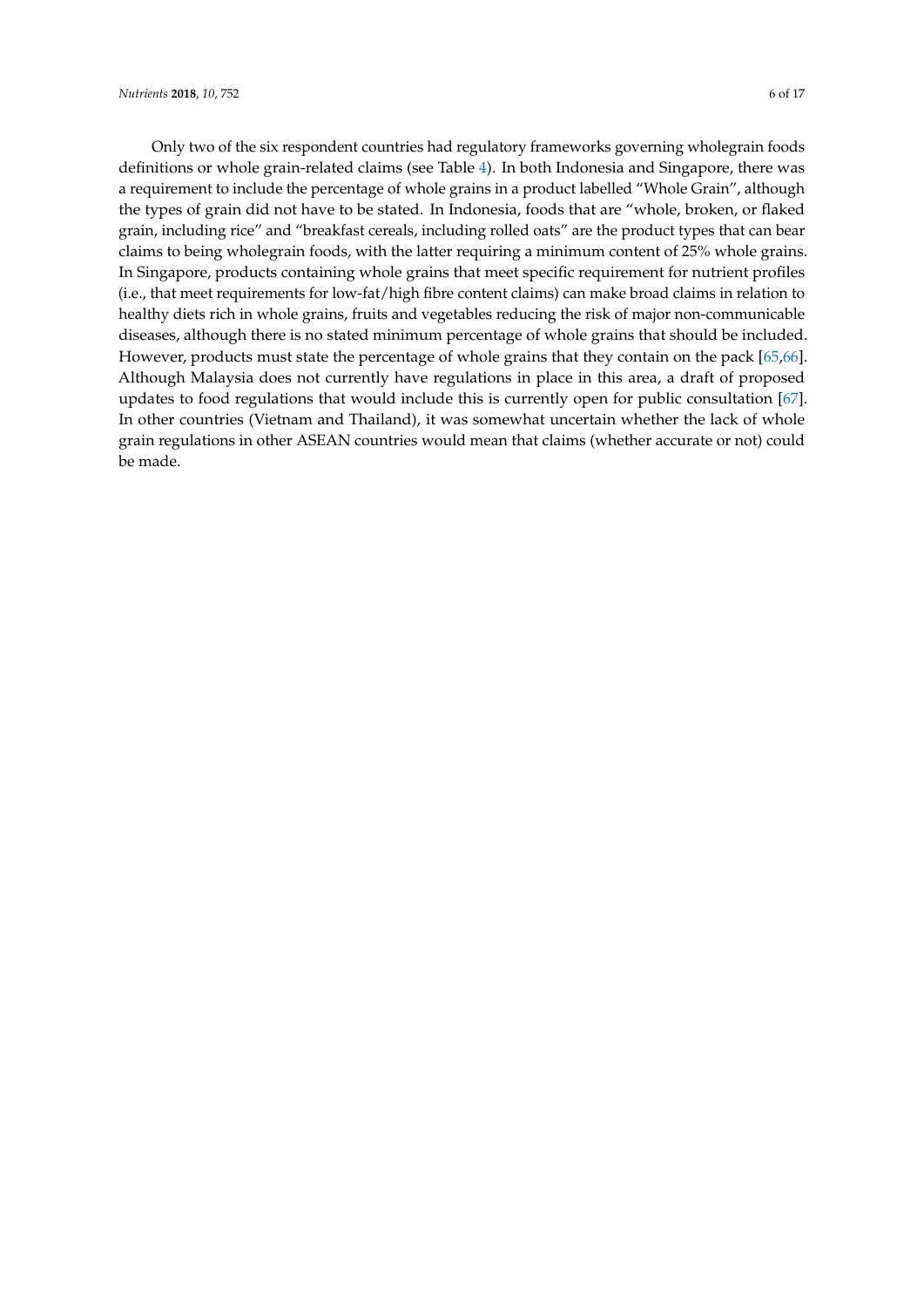Only two of the six respondent countries had regulatory frameworks governing wholegrain foods definitions or whole grain-related claims (see Table 4). In both Indonesia and Singapore, there was a requirement to include the percentage of whole grains in a product labelled "Whole Grain", although the types of grain did not have to be stated. In Indonesia, foods that are "whole, broken, or flaked grain, including rice" and "breakfast cereals, including rolled oats" are the product types that can bear claims to being wholegrain foods, with the latter requiring a minimum content of 25% whole grains. In Singapore, products containing whole grains that meet specific requirement for nutrient profiles (i.e., that meet requirements for low-fat/high fibre content claims) can make broad claims in relation to healthy diets rich in whole grains, fruits and vegetables reducing the risk of major non-communicable diseases, although there is no stated minimum percentage of whole grains that should be included. However, products must state the percentage of whole grains that they contain on the pack [65,66]. Although Malaysia does not currently have regulations in place in this area, a draft of proposed updates to food regulations that would include this is currently open for public consultation [67]. In other countries (Vietnam and Thailand), it was somewhat uncertain whether the lack of whole grain regulations in other ASEAN countries would mean that claims (whether accurate or not) could be made.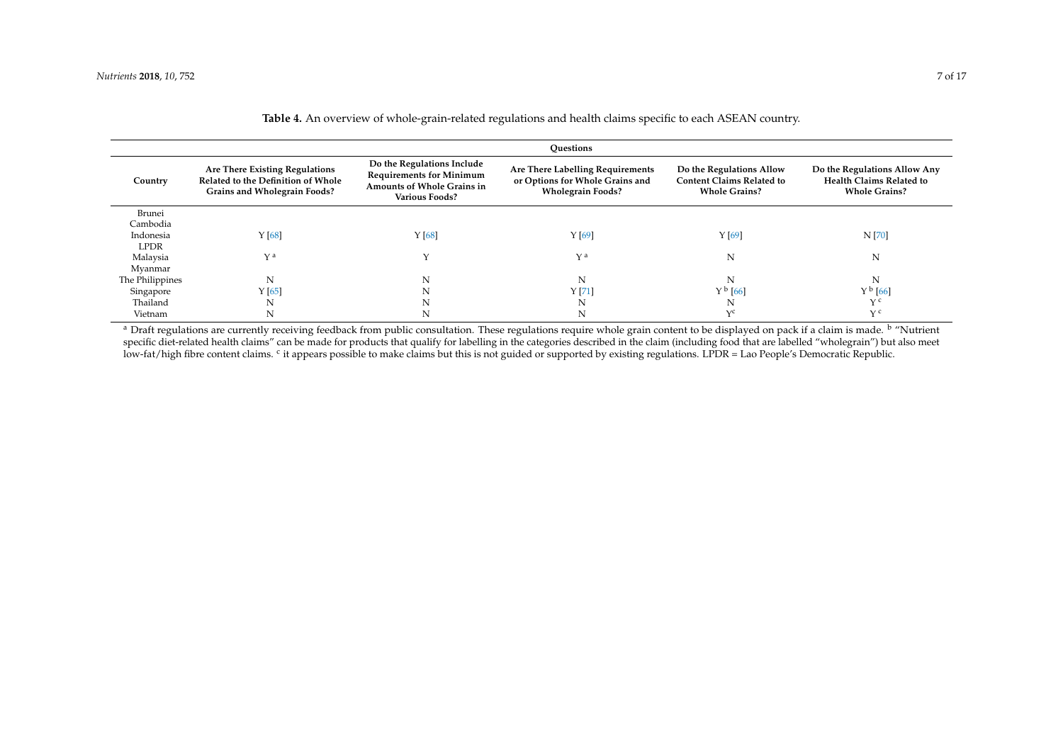**Table 4.** An overview of whole-grain-related regulations and health claims specific to each ASEAN country.

| | Questions | | | | |
|---|---|---|---|---|---|
| **Country** | **Are There Existing Regulations Related to the Definition of Whole Grains and Wholegrain Foods?** | **Do the Regulations Include Requirements for Minimum Amounts of Whole Grains in Various Foods?** | **Are There Labelling Requirements or Options for Whole Grains and Wholegrain Foods?** | **Do the Regulations Allow Content Claims Related to Whole Grains?** | **Do the Regulations Allow Any Health Claims Related to Whole Grains?** |
| Brunei | | | | | |
| Cambodia | | | | | |
| Indonesia | Y [68] | Y [68] | Y [69] | Y [69] | N [70] |
| LPDR | | | | | |
| Malaysia | Y [a] | Y | Y [a] | N | N |
| Myanmar | | | | | |
| The Philippines | N | N | N | N | N |
| Singapore | Y [65] | N | Y [71] | Y [b] [66] | Y [b] [66] |
| Thailand | N | N | N | N | Y [c] |
| Vietnam | N | N | N | Y [c] | Y [c] |

[a] Draft regulations are currently receiving feedback from public consultation. These regulations require whole grain content to be displayed on pack if a claim is made. [b] "Nutrient specific diet-related health claims" can be made for products that qualify for labelling in the categories described in the claim (including food that are labelled "wholegrain") but also meet low-fat/high fibre content claims. [c] it appears possible to make claims but this is not guided or supported by existing regulations. LPDR = Lao People's Democratic Republic.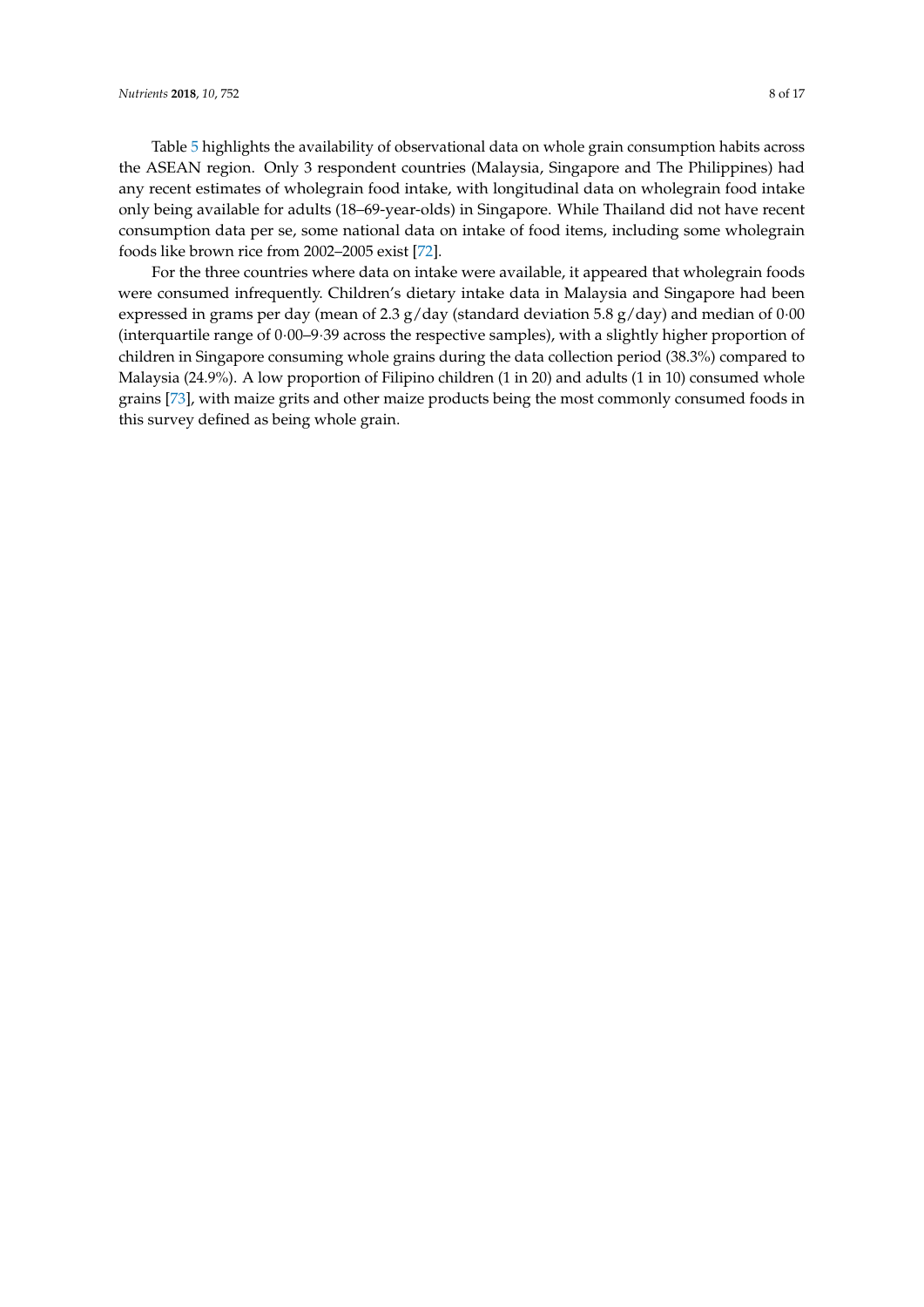Table 5 highlights the availability of observational data on whole grain consumption habits across the ASEAN region. Only 3 respondent countries (Malaysia, Singapore and The Philippines) had any recent estimates of wholegrain food intake, with longitudinal data on wholegrain food intake only being available for adults (18–69-year-olds) in Singapore. While Thailand did not have recent consumption data per se, some national data on intake of food items, including some wholegrain foods like brown rice from 2002–2005 exist [72].

For the three countries where data on intake were available, it appeared that wholegrain foods were consumed infrequently. Children's dietary intake data in Malaysia and Singapore had been expressed in grams per day (mean of 2.3 g/day (standard deviation 5.8 g/day) and median of 0·00 (interquartile range of 0·00–9·39 across the respective samples), with a slightly higher proportion of children in Singapore consuming whole grains during the data collection period (38.3%) compared to Malaysia (24.9%). A low proportion of Filipino children (1 in 20) and adults (1 in 10) consumed whole grains [73], with maize grits and other maize products being the most commonly consumed foods in this survey defined as being whole grain.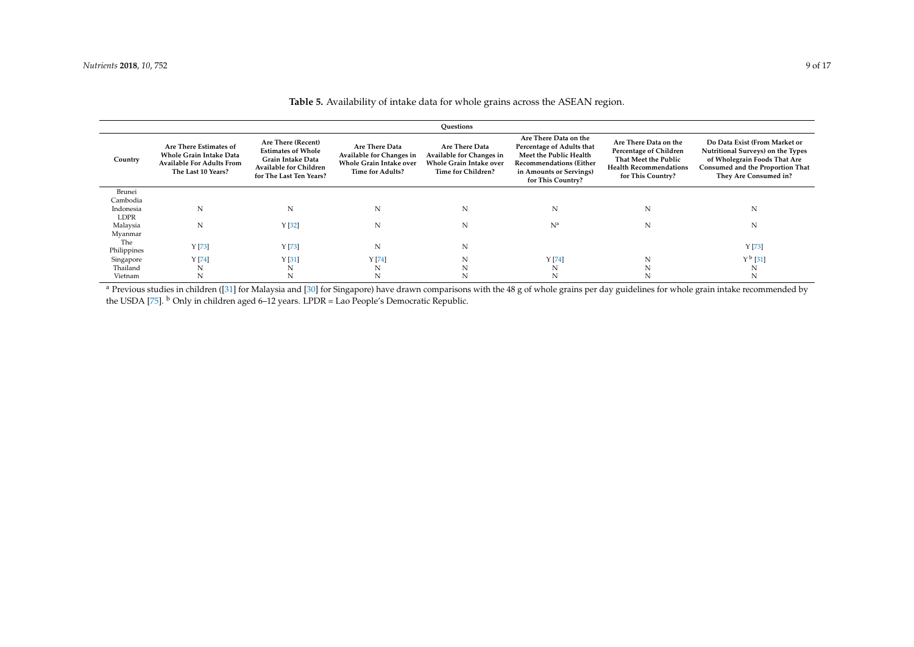**Table 5.** Availability of intake data for whole grains across the ASEAN region.

| | Questions | | | | | | |
|---|---|---|---|---|---|---|---|
| Country | Are There Estimates of Whole Grain Intake Data Available For Adults From The Last 10 Years? | Are There (Recent) Estimates of Whole Grain Intake Data Available for Children for The Last Ten Years? | Are There Data Available for Changes in Whole Grain Intake over Time for Adults? | Are There Data Available for Changes in Whole Grain Intake over Time for Children? | Are There Data on the Percentage of Adults that Meet the Public Health Recommendations (Either in Amounts or Servings) for This Country? | Are There Data on the Percentage of Children That Meet the Public Health Recommendations for This Country? | Do Data Exist (From Market or Nutritional Surveys) on the Types of Wholegrain Foods That Are Consumed and the Proportion That They Are Consumed in? |
| Brunei | | | | | | | |
| Cambodia | | | | | | | |
| Indonesia | N | N | N | N | N | N | N |
| LDPR | | | | | | | |
| Malaysia | N | Y [32] | N | N | N [a] | N | N |
| Myanmar | | | | | | | |
| The Philippines | Y [73] | Y [73] | N | N | | | Y [73] |
| Singapore | Y [74] | Y [31] | Y [74] | N | Y [74] | N | Y [b] [31] |
| Thailand | N | N | N | N | N | N | N |
| Vietnam | N | N | N | N | N | N | N |

[a] Previous studies in children ([31] for Malaysia and [30] for Singapore) have drawn comparisons with the 48 g of whole grains per day guidelines for whole grain intake recommended by the USDA [75]. [b] Only in children aged 6–12 years. LPDR = Lao People's Democratic Republic.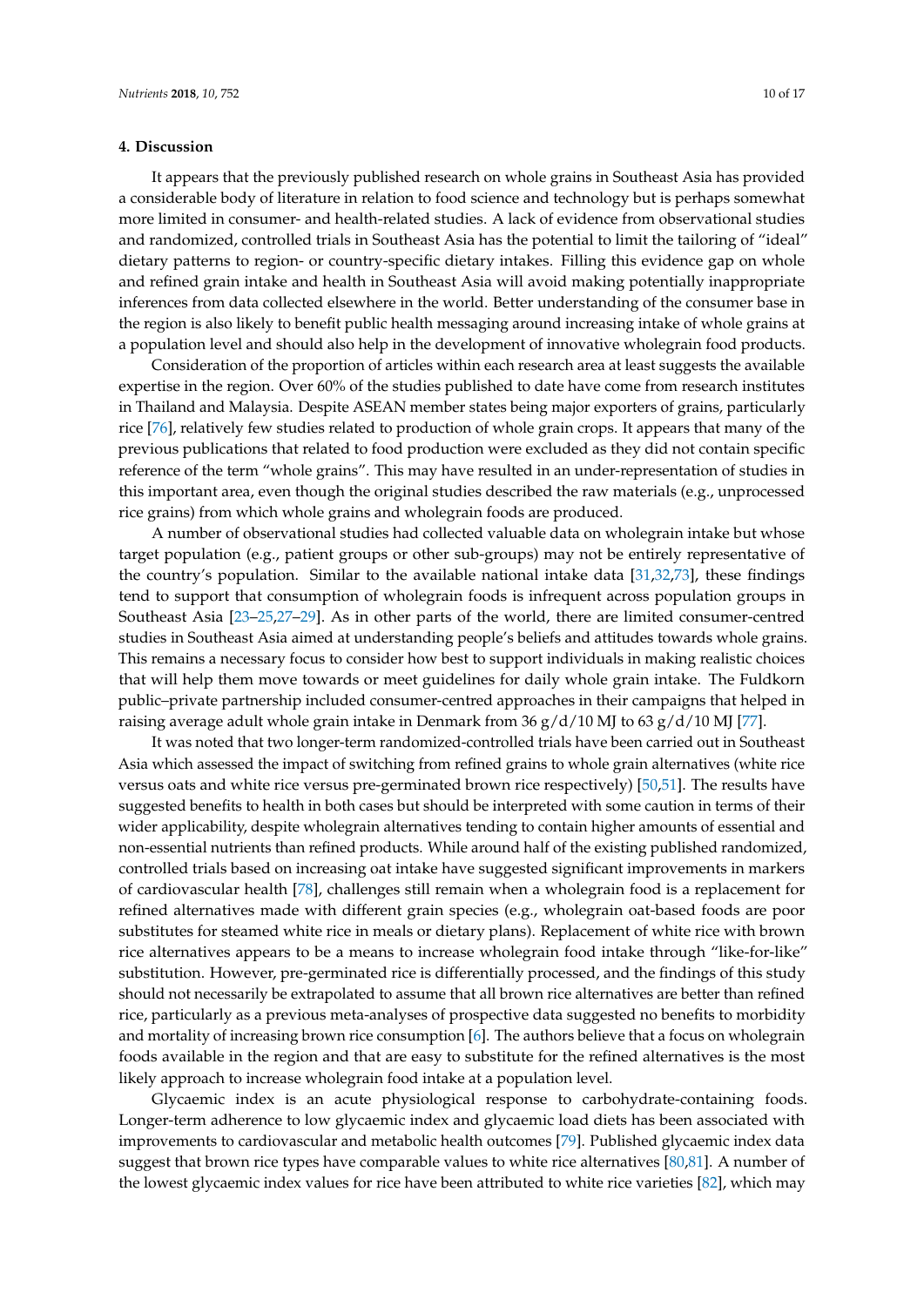## 4. Discussion

It appears that the previously published research on whole grains in Southeast Asia has provided a considerable body of literature in relation to food science and technology but is perhaps somewhat more limited in consumer- and health-related studies. A lack of evidence from observational studies and randomized, controlled trials in Southeast Asia has the potential to limit the tailoring of "ideal" dietary patterns to region- or country-specific dietary intakes. Filling this evidence gap on whole and refined grain intake and health in Southeast Asia will avoid making potentially inappropriate inferences from data collected elsewhere in the world. Better understanding of the consumer base in the region is also likely to benefit public health messaging around increasing intake of whole grains at a population level and should also help in the development of innovative wholegrain food products.

Consideration of the proportion of articles within each research area at least suggests the available expertise in the region. Over 60% of the studies published to date have come from research institutes in Thailand and Malaysia. Despite ASEAN member states being major exporters of grains, particularly rice [76], relatively few studies related to production of whole grain crops. It appears that many of the previous publications that related to food production were excluded as they did not contain specific reference of the term "whole grains". This may have resulted in an under-representation of studies in this important area, even though the original studies described the raw materials (e.g., unprocessed rice grains) from which whole grains and wholegrain foods are produced.

A number of observational studies had collected valuable data on wholegrain intake but whose target population (e.g., patient groups or other sub-groups) may not be entirely representative of the country's population. Similar to the available national intake data [31,32,73], these findings tend to support that consumption of wholegrain foods is infrequent across population groups in Southeast Asia [23–25,27–29]. As in other parts of the world, there are limited consumer-centred studies in Southeast Asia aimed at understanding people's beliefs and attitudes towards whole grains. This remains a necessary focus to consider how best to support individuals in making realistic choices that will help them move towards or meet guidelines for daily whole grain intake. The Fuldkorn public–private partnership included consumer-centred approaches in their campaigns that helped in raising average adult whole grain intake in Denmark from 36 g/d/10 MJ to 63 g/d/10 MJ [77].

It was noted that two longer-term randomized-controlled trials have been carried out in Southeast Asia which assessed the impact of switching from refined grains to whole grain alternatives (white rice versus oats and white rice versus pre-germinated brown rice respectively) [50,51]. The results have suggested benefits to health in both cases but should be interpreted with some caution in terms of their wider applicability, despite wholegrain alternatives tending to contain higher amounts of essential and non-essential nutrients than refined products. While around half of the existing published randomized, controlled trials based on increasing oat intake have suggested significant improvements in markers of cardiovascular health [78], challenges still remain when a wholegrain food is a replacement for refined alternatives made with different grain species (e.g., wholegrain oat-based foods are poor substitutes for steamed white rice in meals or dietary plans). Replacement of white rice with brown rice alternatives appears to be a means to increase wholegrain food intake through "like-for-like" substitution. However, pre-germinated rice is differentially processed, and the findings of this study should not necessarily be extrapolated to assume that all brown rice alternatives are better than refined rice, particularly as a previous meta-analyses of prospective data suggested no benefits to morbidity and mortality of increasing brown rice consumption [6]. The authors believe that a focus on wholegrain foods available in the region and that are easy to substitute for the refined alternatives is the most likely approach to increase wholegrain food intake at a population level.

Glycaemic index is an acute physiological response to carbohydrate-containing foods. Longer-term adherence to low glycaemic index and glycaemic load diets has been associated with improvements to cardiovascular and metabolic health outcomes [79]. Published glycaemic index data suggest that brown rice types have comparable values to white rice alternatives [80,81]. A number of the lowest glycaemic index values for rice have been attributed to white rice varieties [82], which may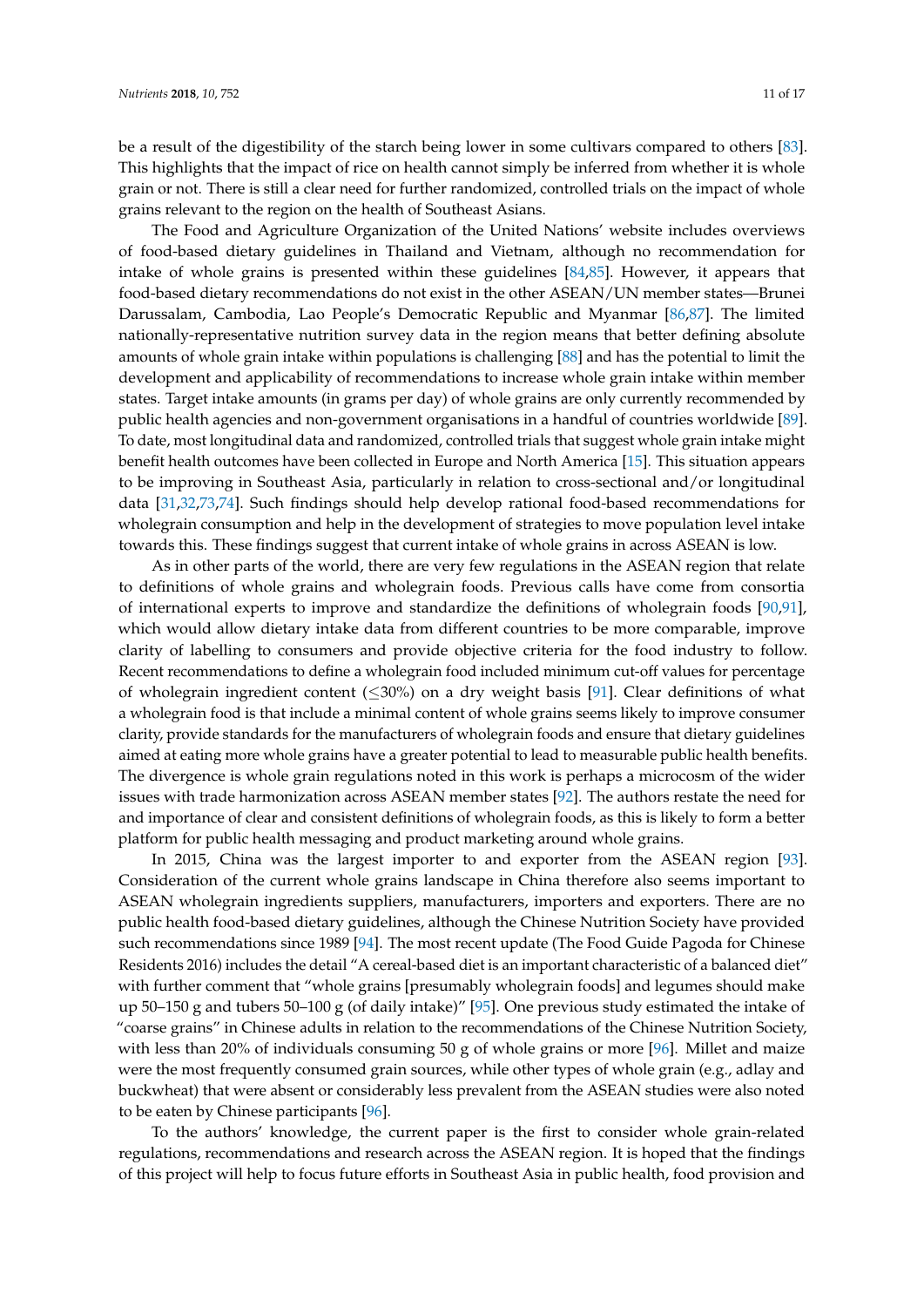be a result of the digestibility of the starch being lower in some cultivars compared to others [83]. This highlights that the impact of rice on health cannot simply be inferred from whether it is whole grain or not. There is still a clear need for further randomized, controlled trials on the impact of whole grains relevant to the region on the health of Southeast Asians.

The Food and Agriculture Organization of the United Nations' website includes overviews of food-based dietary guidelines in Thailand and Vietnam, although no recommendation for intake of whole grains is presented within these guidelines [84,85]. However, it appears that food-based dietary recommendations do not exist in the other ASEAN/UN member states—Brunei Darussalam, Cambodia, Lao People's Democratic Republic and Myanmar [86,87]. The limited nationally-representative nutrition survey data in the region means that better defining absolute amounts of whole grain intake within populations is challenging [88] and has the potential to limit the development and applicability of recommendations to increase whole grain intake within member states. Target intake amounts (in grams per day) of whole grains are only currently recommended by public health agencies and non-government organisations in a handful of countries worldwide [89]. To date, most longitudinal data and randomized, controlled trials that suggest whole grain intake might benefit health outcomes have been collected in Europe and North America [15]. This situation appears to be improving in Southeast Asia, particularly in relation to cross-sectional and/or longitudinal data [31,32,73,74]. Such findings should help develop rational food-based recommendations for wholegrain consumption and help in the development of strategies to move population level intake towards this. These findings suggest that current intake of whole grains in across ASEAN is low.

As in other parts of the world, there are very few regulations in the ASEAN region that relate to definitions of whole grains and wholegrain foods. Previous calls have come from consortia of international experts to improve and standardize the definitions of wholegrain foods [90,91], which would allow dietary intake data from different countries to be more comparable, improve clarity of labelling to consumers and provide objective criteria for the food industry to follow. Recent recommendations to define a wholegrain food included minimum cut-off values for percentage of wholegrain ingredient content ($\leq$30%) on a dry weight basis [91]. Clear definitions of what a wholegrain food is that include a minimal content of whole grains seems likely to improve consumer clarity, provide standards for the manufacturers of wholegrain foods and ensure that dietary guidelines aimed at eating more whole grains have a greater potential to lead to measurable public health benefits. The divergence is whole grain regulations noted in this work is perhaps a microcosm of the wider issues with trade harmonization across ASEAN member states [92]. The authors restate the need for and importance of clear and consistent definitions of wholegrain foods, as this is likely to form a better platform for public health messaging and product marketing around whole grains.

In 2015, China was the largest importer to and exporter from the ASEAN region [93]. Consideration of the current whole grains landscape in China therefore also seems important to ASEAN wholegrain ingredients suppliers, manufacturers, importers and exporters. There are no public health food-based dietary guidelines, although the Chinese Nutrition Society have provided such recommendations since 1989 [94]. The most recent update (The Food Guide Pagoda for Chinese Residents 2016) includes the detail "A cereal-based diet is an important characteristic of a balanced diet" with further comment that "whole grains [presumably wholegrain foods] and legumes should make up 50–150 g and tubers 50–100 g (of daily intake)" [95]. One previous study estimated the intake of "coarse grains" in Chinese adults in relation to the recommendations of the Chinese Nutrition Society, with less than 20% of individuals consuming 50 g of whole grains or more [96]. Millet and maize were the most frequently consumed grain sources, while other types of whole grain (e.g., adlay and buckwheat) that were absent or considerably less prevalent from the ASEAN studies were also noted to be eaten by Chinese participants [96].

To the authors' knowledge, the current paper is the first to consider whole grain-related regulations, recommendations and research across the ASEAN region. It is hoped that the findings of this project will help to focus future efforts in Southeast Asia in public health, food provision and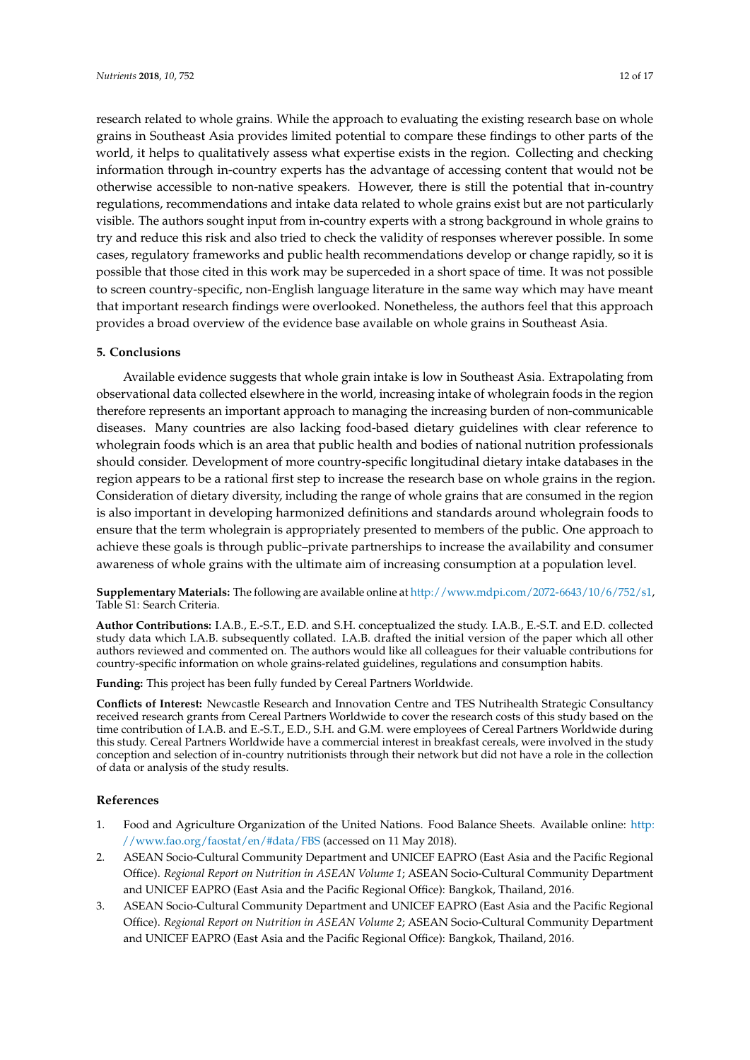research related to whole grains. While the approach to evaluating the existing research base on whole grains in Southeast Asia provides limited potential to compare these findings to other parts of the world, it helps to qualitatively assess what expertise exists in the region. Collecting and checking information through in-country experts has the advantage of accessing content that would not be otherwise accessible to non-native speakers. However, there is still the potential that in-country regulations, recommendations and intake data related to whole grains exist but are not particularly visible. The authors sought input from in-country experts with a strong background in whole grains to try and reduce this risk and also tried to check the validity of responses wherever possible. In some cases, regulatory frameworks and public health recommendations develop or change rapidly, so it is possible that those cited in this work may be superceded in a short space of time. It was not possible to screen country-specific, non-English language literature in the same way which may have meant that important research findings were overlooked. Nonetheless, the authors feel that this approach provides a broad overview of the evidence base available on whole grains in Southeast Asia.

## 5. Conclusions

Available evidence suggests that whole grain intake is low in Southeast Asia. Extrapolating from observational data collected elsewhere in the world, increasing intake of wholegrain foods in the region therefore represents an important approach to managing the increasing burden of non-communicable diseases. Many countries are also lacking food-based dietary guidelines with clear reference to wholegrain foods which is an area that public health and bodies of national nutrition professionals should consider. Development of more country-specific longitudinal dietary intake databases in the region appears to be a rational first step to increase the research base on whole grains in the region. Consideration of dietary diversity, including the range of whole grains that are consumed in the region is also important in developing harmonized definitions and standards around wholegrain foods to ensure that the term wholegrain is appropriately presented to members of the public. One approach to achieve these goals is through public–private partnerships to increase the availability and consumer awareness of whole grains with the ultimate aim of increasing consumption at a population level.

**Supplementary Materials:** The following are available online at http://www.mdpi.com/2072-6643/10/6/752/s1, Table S1: Search Criteria.

**Author Contributions:** I.A.B., E.-S.T., E.D. and S.H. conceptualized the study. I.A.B., E.-S.T. and E.D. collected study data which I.A.B. subsequently collated. I.A.B. drafted the initial version of the paper which all other authors reviewed and commented on. The authors would like all colleagues for their valuable contributions for country-specific information on whole grains-related guidelines, regulations and consumption habits.

**Funding:** This project has been fully funded by Cereal Partners Worldwide.

**Conflicts of Interest:** Newcastle Research and Innovation Centre and TES Nutrihealth Strategic Consultancy received research grants from Cereal Partners Worldwide to cover the research costs of this study based on the time contribution of I.A.B. and E.-S.T., E.D., S.H. and G.M. were employees of Cereal Partners Worldwide during this study. Cereal Partners Worldwide have a commercial interest in breakfast cereals, were involved in the study conception and selection of in-country nutritionists through their network but did not have a role in the collection of data or analysis of the study results.

## References

1. Food and Agriculture Organization of the United Nations. Food Balance Sheets. Available online: http://www.fao.org/faostat/en/#data/FBS (accessed on 11 May 2018).
2. ASEAN Socio-Cultural Community Department and UNICEF EAPRO (East Asia and the Pacific Regional Office). *Regional Report on Nutrition in ASEAN Volume 1*; ASEAN Socio-Cultural Community Department and UNICEF EAPRO (East Asia and the Pacific Regional Office): Bangkok, Thailand, 2016.
3. ASEAN Socio-Cultural Community Department and UNICEF EAPRO (East Asia and the Pacific Regional Office). *Regional Report on Nutrition in ASEAN Volume 2*; ASEAN Socio-Cultural Community Department and UNICEF EAPRO (East Asia and the Pacific Regional Office): Bangkok, Thailand, 2016.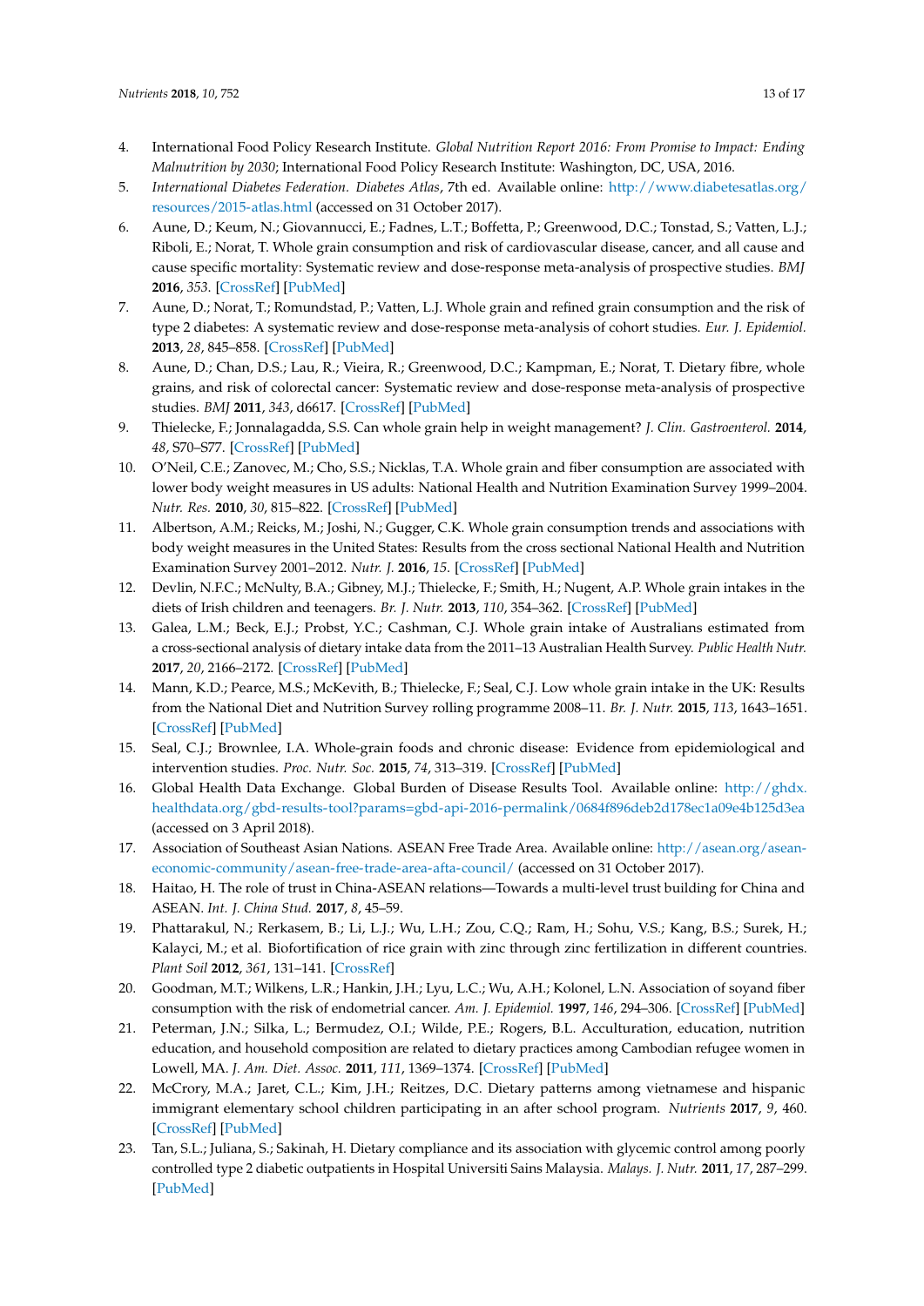4. International Food Policy Research Institute. *Global Nutrition Report 2016: From Promise to Impact: Ending Malnutrition by 2030*; International Food Policy Research Institute: Washington, DC, USA, 2016.
5. *International Diabetes Federation. Diabetes Atlas*, 7th ed. Available online: http://www.diabetesatlas.org/resources/2015-atlas.html (accessed on 31 October 2017).
6. Aune, D.; Keum, N.; Giovannucci, E.; Fadnes, L.T.; Boffetta, P.; Greenwood, D.C.; Tonstad, S.; Vatten, L.J.; Riboli, E.; Norat, T. Whole grain consumption and risk of cardiovascular disease, cancer, and all cause and cause specific mortality: Systematic review and dose-response meta-analysis of prospective studies. *BMJ* **2016**, *353*. [CrossRef] [PubMed]
7. Aune, D.; Norat, T.; Romundstad, P.; Vatten, L.J. Whole grain and refined grain consumption and the risk of type 2 diabetes: A systematic review and dose-response meta-analysis of cohort studies. *Eur. J. Epidemiol.* **2013**, *28*, 845–858. [CrossRef] [PubMed]
8. Aune, D.; Chan, D.S.; Lau, R.; Vieira, R.; Greenwood, D.C.; Kampman, E.; Norat, T. Dietary fibre, whole grains, and risk of colorectal cancer: Systematic review and dose-response meta-analysis of prospective studies. *BMJ* **2011**, *343*, d6617. [CrossRef] [PubMed]
9. Thielecke, F.; Jonnalagadda, S.S. Can whole grain help in weight management? *J. Clin. Gastroenterol.* **2014**, *48*, S70–S77. [CrossRef] [PubMed]
10. O'Neil, C.E.; Zanovec, M.; Cho, S.S.; Nicklas, T.A. Whole grain and fiber consumption are associated with lower body weight measures in US adults: National Health and Nutrition Examination Survey 1999–2004. *Nutr. Res.* **2010**, *30*, 815–822. [CrossRef] [PubMed]
11. Albertson, A.M.; Reicks, M.; Joshi, N.; Gugger, C.K. Whole grain consumption trends and associations with body weight measures in the United States: Results from the cross sectional National Health and Nutrition Examination Survey 2001–2012. *Nutr. J.* **2016**, *15*. [CrossRef] [PubMed]
12. Devlin, N.F.C.; McNulty, B.A.; Gibney, M.J.; Thielecke, F.; Smith, H.; Nugent, A.P. Whole grain intakes in the diets of Irish children and teenagers. *Br. J. Nutr.* **2013**, *110*, 354–362. [CrossRef] [PubMed]
13. Galea, L.M.; Beck, E.J.; Probst, Y.C.; Cashman, C.J. Whole grain intake of Australians estimated from a cross-sectional analysis of dietary intake data from the 2011–13 Australian Health Survey. *Public Health Nutr.* **2017**, *20*, 2166–2172. [CrossRef] [PubMed]
14. Mann, K.D.; Pearce, M.S.; McKevith, B.; Thielecke, F.; Seal, C.J. Low whole grain intake in the UK: Results from the National Diet and Nutrition Survey rolling programme 2008–11. *Br. J. Nutr.* **2015**, *113*, 1643–1651. [CrossRef] [PubMed]
15. Seal, C.J.; Brownlee, I.A. Whole-grain foods and chronic disease: Evidence from epidemiological and intervention studies. *Proc. Nutr. Soc.* **2015**, *74*, 313–319. [CrossRef] [PubMed]
16. Global Health Data Exchange. Global Burden of Disease Results Tool. Available online: http://ghdx.healthdata.org/gbd-results-tool?params=gbd-api-2016-permalink/0684f896deb2d178ec1a09e4b125d3ea (accessed on 3 April 2018).
17. Association of Southeast Asian Nations. ASEAN Free Trade Area. Available online: http://asean.org/asean-economic-community/asean-free-trade-area-afta-council/ (accessed on 31 October 2017).
18. Haitao, H. The role of trust in China-ASEAN relations—Towards a multi-level trust building for China and ASEAN. *Int. J. China Stud.* **2017**, *8*, 45–59.
19. Phattarakul, N.; Rerkasem, B.; Li, L.J.; Wu, L.H.; Zou, C.Q.; Ram, H.; Sohu, V.S.; Kang, B.S.; Surek, H.; Kalayci, M.; et al. Biofortification of rice grain with zinc through zinc fertilization in different countries. *Plant Soil* **2012**, *361*, 131–141. [CrossRef]
20. Goodman, M.T.; Wilkens, L.R.; Hankin, J.H.; Lyu, L.C.; Wu, A.H.; Kolonel, L.N. Association of soyand fiber consumption with the risk of endometrial cancer. *Am. J. Epidemiol.* **1997**, *146*, 294–306. [CrossRef] [PubMed]
21. Peterman, J.N.; Silka, L.; Bermudez, O.I.; Wilde, P.E.; Rogers, B.L. Acculturation, education, nutrition education, and household composition are related to dietary practices among Cambodian refugee women in Lowell, MA. *J. Am. Diet. Assoc.* **2011**, *111*, 1369–1374. [CrossRef] [PubMed]
22. McCrory, M.A.; Jaret, C.L.; Kim, J.H.; Reitzes, D.C. Dietary patterns among vietnamese and hispanic immigrant elementary school children participating in an after school program. *Nutrients* **2017**, *9*, 460. [CrossRef] [PubMed]
23. Tan, S.L.; Juliana, S.; Sakinah, H. Dietary compliance and its association with glycemic control among poorly controlled type 2 diabetic outpatients in Hospital Universiti Sains Malaysia. *Malays. J. Nutr.* **2011**, *17*, 287–299. [PubMed]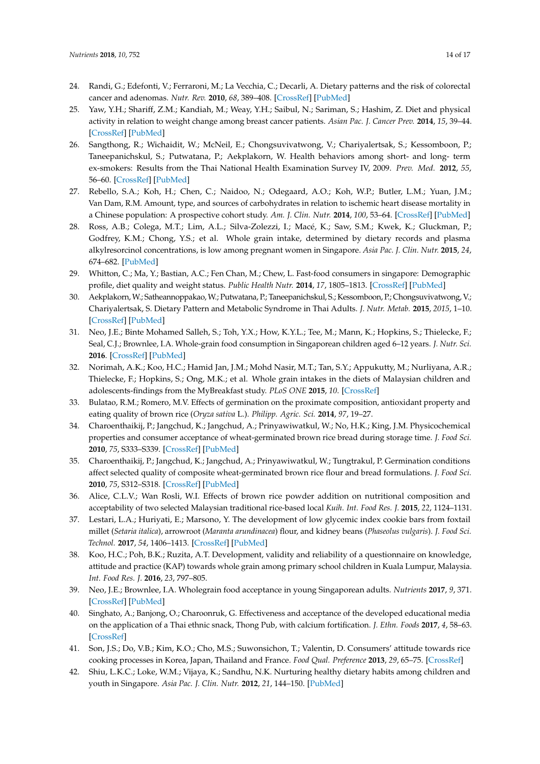24. Randi, G.; Edefonti, V.; Ferraroni, M.; La Vecchia, C.; Decarli, A. Dietary patterns and the risk of colorectal cancer and adenomas. *Nutr. Rev.* **2010**, *68*, 389–408. [CrossRef] [PubMed]
25. Yaw, Y.H.; Shariff, Z.M.; Kandiah, M.; Weay, Y.H.; Saibul, N.; Sariman, S.; Hashim, Z. Diet and physical activity in relation to weight change among breast cancer patients. *Asian Pac. J. Cancer Prev.* **2014**, *15*, 39–44. [CrossRef] [PubMed]
26. Sangthong, R.; Wichaidit, W.; McNeil, E.; Chongsuvivatwong, V.; Chariyalertsak, S.; Kessomboon, P.; Taneepanichskul, S.; Putwatana, P.; Aekplakorn, W. Health behaviors among short- and long- term ex-smokers: Results from the Thai National Health Examination Survey IV, 2009. *Prev. Med.* **2012**, *55*, 56–60. [CrossRef] [PubMed]
27. Rebello, S.A.; Koh, H.; Chen, C.; Naidoo, N.; Odegaard, A.O.; Koh, W.P.; Butler, L.M.; Yuan, J.M.; Van Dam, R.M. Amount, type, and sources of carbohydrates in relation to ischemic heart disease mortality in a Chinese population: A prospective cohort study. *Am. J. Clin. Nutr.* **2014**, *100*, 53–64. [CrossRef] [PubMed]
28. Ross, A.B.; Colega, M.T.; Lim, A.L.; Silva-Zolezzi, I.; Macé, K.; Saw, S.M.; Kwek, K.; Gluckman, P.; Godfrey, K.M.; Chong, Y.S.; et al. Whole grain intake, determined by dietary records and plasma alkylresorcinol concentrations, is low among pregnant women in Singapore. *Asia Pac. J. Clin. Nutr.* **2015**, *24*, 674–682. [PubMed]
29. Whitton, C.; Ma, Y.; Bastian, A.C.; Fen Chan, M.; Chew, L. Fast-food consumers in singapore: Demographic profile, diet quality and weight status. *Public Health Nutr.* **2014**, *17*, 1805–1813. [CrossRef] [PubMed]
30. Aekplakorn, W.; Satheannoppakao, W.; Putwatana, P.; Taneepanichskul, S.; Kessomboon, P.; Chongsuvivatwong, V.; Chariyalertsak, S. Dietary Pattern and Metabolic Syndrome in Thai Adults. *J. Nutr. Metab.* **2015**, *2015*, 1–10. [CrossRef] [PubMed]
31. Neo, J.E.; Binte Mohamed Salleh, S.; Toh, Y.X.; How, K.Y.L.; Tee, M.; Mann, K.; Hopkins, S.; Thielecke, F.; Seal, C.J.; Brownlee, I.A. Whole-grain food consumption in Singaporean children aged 6–12 years. *J. Nutr. Sci.* **2016**. [CrossRef] [PubMed]
32. Norimah, A.K.; Koo, H.C.; Hamid Jan, J.M.; Mohd Nasir, M.T.; Tan, S.Y.; Appukutty, M.; Nurliyana, A.R.; Thielecke, F.; Hopkins, S.; Ong, M.K.; et al. Whole grain intakes in the diets of Malaysian children and adolescents-findings from the MyBreakfast study. *PLoS ONE* **2015**, *10*. [CrossRef]
33. Bulatao, R.M.; Romero, M.V. Effects of germination on the proximate composition, antioxidant property and eating quality of brown rice (*Oryza sativa* L.). *Philipp. Agric. Sci.* **2014**, *97*, 19–27.
34. Charoenthaikij, P.; Jangchud, K.; Jangchud, A.; Prinyawiwatkul, W.; No, H.K.; King, J.M. Physicochemical properties and consumer acceptance of wheat-germinated brown rice bread during storage time. *J. Food Sci.* **2010**, *75*, S333–S339. [CrossRef] [PubMed]
35. Charoenthaikij, P.; Jangchud, K.; Jangchud, A.; Prinyawiwatkul, W.; Tungtrakul, P. Germination conditions affect selected quality of composite wheat-germinated brown rice flour and bread formulations. *J. Food Sci.* **2010**, *75*, S312–S318. [CrossRef] [PubMed]
36. Alice, C.L.V.; Wan Rosli, W.I. Effects of brown rice powder addition on nutritional composition and acceptability of two selected Malaysian traditional rice-based local *Kuih*. *Int. Food Res. J.* **2015**, *22*, 1124–1131.
37. Lestari, L.A.; Huriyati, E.; Marsono, Y. The development of low glycemic index cookie bars from foxtail millet (*Setaria italica*), arrowroot (*Maranta arundinacea*) flour, and kidney beans (*Phaseolus vulgaris*). *J. Food Sci. Technol.* **2017**, *54*, 1406–1413. [CrossRef] [PubMed]
38. Koo, H.C.; Poh, B.K.; Ruzita, A.T. Development, validity and reliability of a questionnaire on knowledge, attitude and practice (KAP) towards whole grain among primary school children in Kuala Lumpur, Malaysia. *Int. Food Res. J.* **2016**, *23*, 797–805.
39. Neo, J.E.; Brownlee, I.A. Wholegrain food acceptance in young Singaporean adults. *Nutrients* **2017**, *9*, 371. [CrossRef] [PubMed]
40. Singhato, A.; Banjong, O.; Charoonruk, G. Effectiveness and acceptance of the developed educational media on the application of a Thai ethnic snack, Thong Pub, with calcium fortification. *J. Ethn. Foods* **2017**, *4*, 58–63. [CrossRef]
41. Son, J.S.; Do, V.B.; Kim, K.O.; Cho, M.S.; Suwonsichon, T.; Valentin, D. Consumers' attitude towards rice cooking processes in Korea, Japan, Thailand and France. *Food Qual. Preference* **2013**, *29*, 65–75. [CrossRef]
42. Shiu, L.K.C.; Loke, W.M.; Vijaya, K.; Sandhu, N.K. Nurturing healthy dietary habits among children and youth in Singapore. *Asia Pac. J. Clin. Nutr.* **2012**, *21*, 144–150. [PubMed]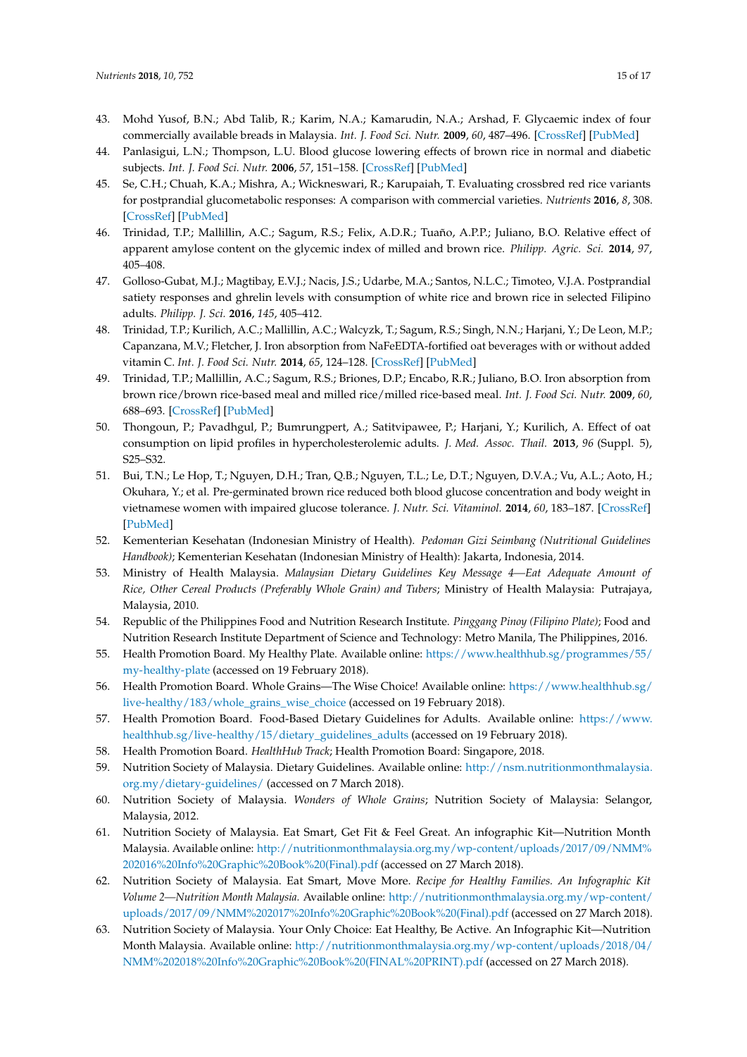43. Mohd Yusof, B.N.; Abd Talib, R.; Karim, N.A.; Kamarudin, N.A.; Arshad, F. Glycaemic index of four commercially available breads in Malaysia. *Int. J. Food Sci. Nutr.* **2009**, *60*, 487–496. [CrossRef] [PubMed]
44. Panlasigui, L.N.; Thompson, L.U. Blood glucose lowering effects of brown rice in normal and diabetic subjects. *Int. J. Food Sci. Nutr.* **2006**, *57*, 151–158. [CrossRef] [PubMed]
45. Se, C.H.; Chuah, K.A.; Mishra, A.; Wickneswari, R.; Karupaiah, T. Evaluating crossbred red rice variants for postprandial glucometabolic responses: A comparison with commercial varieties. *Nutrients* **2016**, *8*, 308. [CrossRef] [PubMed]
46. Trinidad, T.P.; Mallillin, A.C.; Sagum, R.S.; Felix, A.D.R.; Tuaño, A.P.P.; Juliano, B.O. Relative effect of apparent amylose content on the glycemic index of milled and brown rice. *Philipp. Agric. Sci.* **2014**, *97*, 405–408.
47. Golloso-Gubat, M.J.; Magtibay, E.V.J.; Nacis, J.S.; Udarbe, M.A.; Santos, N.L.C.; Timoteo, V.J.A. Postprandial satiety responses and ghrelin levels with consumption of white rice and brown rice in selected Filipino adults. *Philipp. J. Sci.* **2016**, *145*, 405–412.
48. Trinidad, T.P.; Kurilich, A.C.; Mallillin, A.C.; Walcyzk, T.; Sagum, R.S.; Singh, N.N.; Harjani, Y.; De Leon, M.P.; Capanzana, M.V.; Fletcher, J. Iron absorption from NaFeEDTA-fortified oat beverages with or without added vitamin C. *Int. J. Food Sci. Nutr.* **2014**, *65*, 124–128. [CrossRef] [PubMed]
49. Trinidad, T.P.; Mallillin, A.C.; Sagum, R.S.; Briones, D.P.; Encabo, R.R.; Juliano, B.O. Iron absorption from brown rice/brown rice-based meal and milled rice/milled rice-based meal. *Int. J. Food Sci. Nutr.* **2009**, *60*, 688–693. [CrossRef] [PubMed]
50. Thongoun, P.; Pavadhgul, P.; Bumrungpert, A.; Satitvipawee, P.; Harjani, Y.; Kurilich, A. Effect of oat consumption on lipid profiles in hypercholesterolemic adults. *J. Med. Assoc. Thail.* **2013**, *96* (Suppl. 5), S25–S32.
51. Bui, T.N.; Le Hop, T.; Nguyen, D.H.; Tran, Q.B.; Nguyen, T.L.; Le, D.T.; Nguyen, D.V.A.; Vu, A.L.; Aoto, H.; Okuhara, Y.; et al. Pre-germinated brown rice reduced both blood glucose concentration and body weight in vietnamese women with impaired glucose tolerance. *J. Nutr. Sci. Vitaminol.* **2014**, *60*, 183–187. [CrossRef] [PubMed]
52. Kementerian Kesehatan (Indonesian Ministry of Health). *Pedoman Gizi Seimbang (Nutritional Guidelines Handbook)*; Kementerian Kesehatan (Indonesian Ministry of Health): Jakarta, Indonesia, 2014.
53. Ministry of Health Malaysia. *Malaysian Dietary Guidelines Key Message 4—Eat Adequate Amount of Rice, Other Cereal Products (Preferably Whole Grain) and Tubers*; Ministry of Health Malaysia: Putrajaya, Malaysia, 2010.
54. Republic of the Philippines Food and Nutrition Research Institute. *Pinggang Pinoy (Filipino Plate)*; Food and Nutrition Research Institute Department of Science and Technology: Metro Manila, The Philippines, 2016.
55. Health Promotion Board. My Healthy Plate. Available online: https://www.healthhub.sg/programmes/55/my-healthy-plate (accessed on 19 February 2018).
56. Health Promotion Board. Whole Grains—The Wise Choice! Available online: https://www.healthhub.sg/live-healthy/183/whole_grains_wise_choice (accessed on 19 February 2018).
57. Health Promotion Board. Food-Based Dietary Guidelines for Adults. Available online: https://www.healthhub.sg/live-healthy/15/dietary_guidelines_adults (accessed on 19 February 2018).
58. Health Promotion Board. *HealthHub Track*; Health Promotion Board: Singapore, 2018.
59. Nutrition Society of Malaysia. Dietary Guidelines. Available online: http://nsm.nutritionmonthmalaysia.org.my/dietary-guidelines/ (accessed on 7 March 2018).
60. Nutrition Society of Malaysia. *Wonders of Whole Grains*; Nutrition Society of Malaysia: Selangor, Malaysia, 2012.
61. Nutrition Society of Malaysia. Eat Smart, Get Fit & Feel Great. An infographic Kit—Nutrition Month Malaysia. Available online: http://nutritionmonthmalaysia.org.my/wp-content/uploads/2017/09/NMM%202016%20Info%20Graphic%20Book%20(Final).pdf (accessed on 27 March 2018).
62. Nutrition Society of Malaysia. Eat Smart, Move More. *Recipe for Healthy Families. An Infographic Kit Volume 2—Nutrition Month Malaysia.* Available online: http://nutritionmonthmalaysia.org.my/wp-content/uploads/2017/09/NMM%202017%20Info%20Graphic%20Book%20(Final).pdf (accessed on 27 March 2018).
63. Nutrition Society of Malaysia. Your Only Choice: Eat Healthy, Be Active. An Infographic Kit—Nutrition Month Malaysia. Available online: http://nutritionmonthmalaysia.org.my/wp-content/uploads/2018/04/NMM%202018%20Info%20Graphic%20Book%20(FINAL%20PRINT).pdf (accessed on 27 March 2018).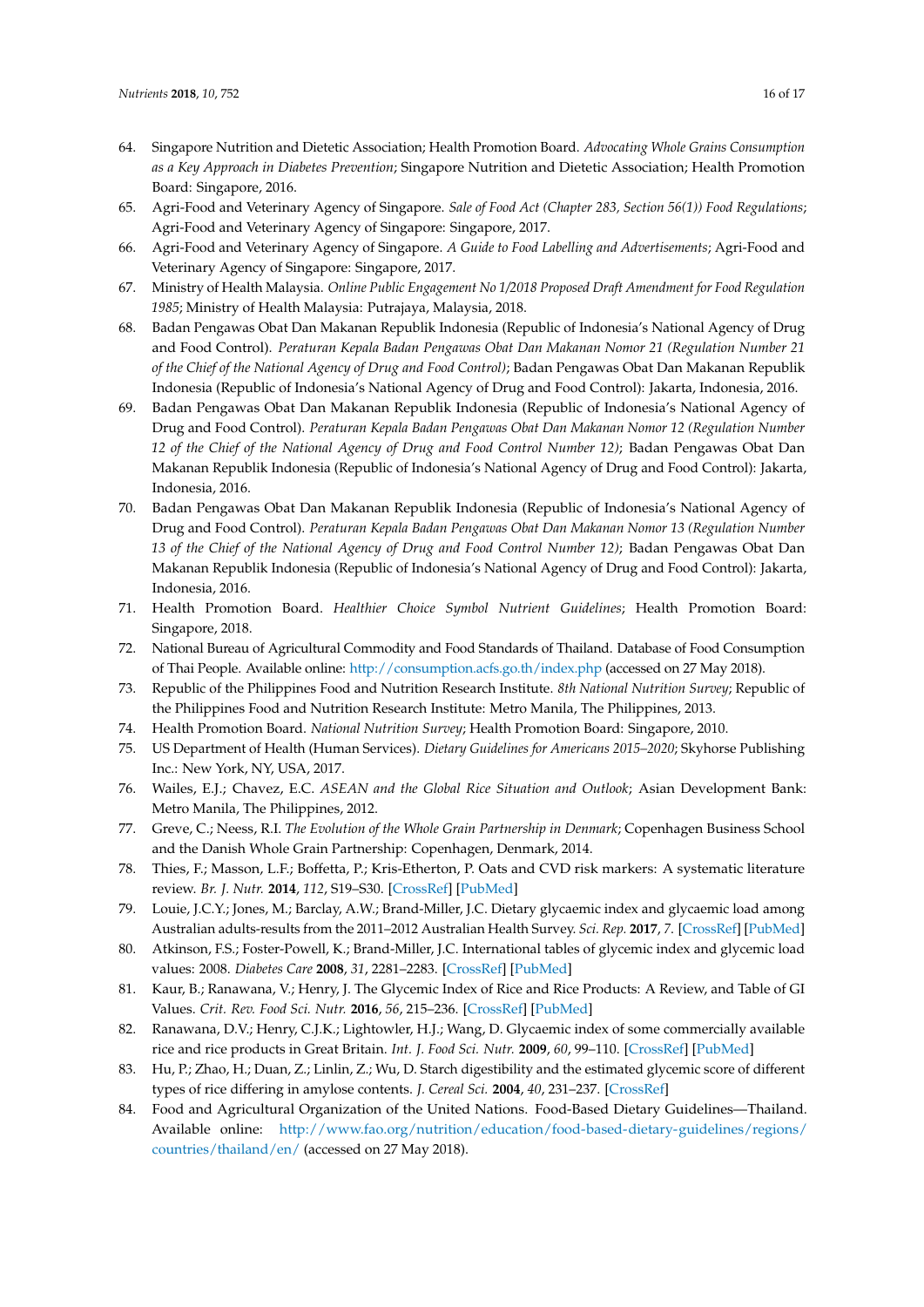64. Singapore Nutrition and Dietetic Association; Health Promotion Board. *Advocating Whole Grains Consumption as a Key Approach in Diabetes Prevention*; Singapore Nutrition and Dietetic Association; Health Promotion Board: Singapore, 2016.
65. Agri-Food and Veterinary Agency of Singapore. *Sale of Food Act (Chapter 283, Section 56(1)) Food Regulations*; Agri-Food and Veterinary Agency of Singapore: Singapore, 2017.
66. Agri-Food and Veterinary Agency of Singapore. *A Guide to Food Labelling and Advertisements*; Agri-Food and Veterinary Agency of Singapore: Singapore, 2017.
67. Ministry of Health Malaysia. *Online Public Engagement No 1/2018 Proposed Draft Amendment for Food Regulation 1985*; Ministry of Health Malaysia: Putrajaya, Malaysia, 2018.
68. Badan Pengawas Obat Dan Makanan Republik Indonesia (Republic of Indonesia's National Agency of Drug and Food Control). *Peraturan Kepala Badan Pengawas Obat Dan Makanan Nomor 21 (Regulation Number 21 of the Chief of the National Agency of Drug and Food Control)*; Badan Pengawas Obat Dan Makanan Republik Indonesia (Republic of Indonesia's National Agency of Drug and Food Control): Jakarta, Indonesia, 2016.
69. Badan Pengawas Obat Dan Makanan Republik Indonesia (Republic of Indonesia's National Agency of Drug and Food Control). *Peraturan Kepala Badan Pengawas Obat Dan Makanan Nomor 12 (Regulation Number 12 of the Chief of the National Agency of Drug and Food Control Number 12)*; Badan Pengawas Obat Dan Makanan Republik Indonesia (Republic of Indonesia's National Agency of Drug and Food Control): Jakarta, Indonesia, 2016.
70. Badan Pengawas Obat Dan Makanan Republik Indonesia (Republic of Indonesia's National Agency of Drug and Food Control). *Peraturan Kepala Badan Pengawas Obat Dan Makanan Nomor 13 (Regulation Number 13 of the Chief of the National Agency of Drug and Food Control Number 12)*; Badan Pengawas Obat Dan Makanan Republik Indonesia (Republic of Indonesia's National Agency of Drug and Food Control): Jakarta, Indonesia, 2016.
71. Health Promotion Board. *Healthier Choice Symbol Nutrient Guidelines*; Health Promotion Board: Singapore, 2018.
72. National Bureau of Agricultural Commodity and Food Standards of Thailand. Database of Food Consumption of Thai People. Available online: http://consumption.acfs.go.th/index.php (accessed on 27 May 2018).
73. Republic of the Philippines Food and Nutrition Research Institute. *8th National Nutrition Survey*; Republic of the Philippines Food and Nutrition Research Institute: Metro Manila, The Philippines, 2013.
74. Health Promotion Board. *National Nutrition Survey*; Health Promotion Board: Singapore, 2010.
75. US Department of Health (Human Services). *Dietary Guidelines for Americans 2015–2020*; Skyhorse Publishing Inc.: New York, NY, USA, 2017.
76. Wailes, E.J.; Chavez, E.C. *ASEAN and the Global Rice Situation and Outlook*; Asian Development Bank: Metro Manila, The Philippines, 2012.
77. Greve, C.; Neess, R.I. *The Evolution of the Whole Grain Partnership in Denmark*; Copenhagen Business School and the Danish Whole Grain Partnership: Copenhagen, Denmark, 2014.
78. Thies, F.; Masson, L.F.; Boffetta, P.; Kris-Etherton, P. Oats and CVD risk markers: A systematic literature review. *Br. J. Nutr.* **2014**, *112*, S19–S30. [CrossRef] [PubMed]
79. Louie, J.C.Y.; Jones, M.; Barclay, A.W.; Brand-Miller, J.C. Dietary glycaemic index and glycaemic load among Australian adults-results from the 2011–2012 Australian Health Survey. *Sci. Rep.* **2017**, *7*. [CrossRef] [PubMed]
80. Atkinson, F.S.; Foster-Powell, K.; Brand-Miller, J.C. International tables of glycemic index and glycemic load values: 2008. *Diabetes Care* **2008**, *31*, 2281–2283. [CrossRef] [PubMed]
81. Kaur, B.; Ranawana, V.; Henry, J. The Glycemic Index of Rice and Rice Products: A Review, and Table of GI Values. *Crit. Rev. Food Sci. Nutr.* **2016**, *56*, 215–236. [CrossRef] [PubMed]
82. Ranawana, D.V.; Henry, C.J.K.; Lightowler, H.J.; Wang, D. Glycaemic index of some commercially available rice and rice products in Great Britain. *Int. J. Food Sci. Nutr.* **2009**, *60*, 99–110. [CrossRef] [PubMed]
83. Hu, P.; Zhao, H.; Duan, Z.; Linlin, Z.; Wu, D. Starch digestibility and the estimated glycemic score of different types of rice differing in amylose contents. *J. Cereal Sci.* **2004**, *40*, 231–237. [CrossRef]
84. Food and Agricultural Organization of the United Nations. Food-Based Dietary Guidelines—Thailand. Available online: http://www.fao.org/nutrition/education/food-based-dietary-guidelines/regions/countries/thailand/en/ (accessed on 27 May 2018).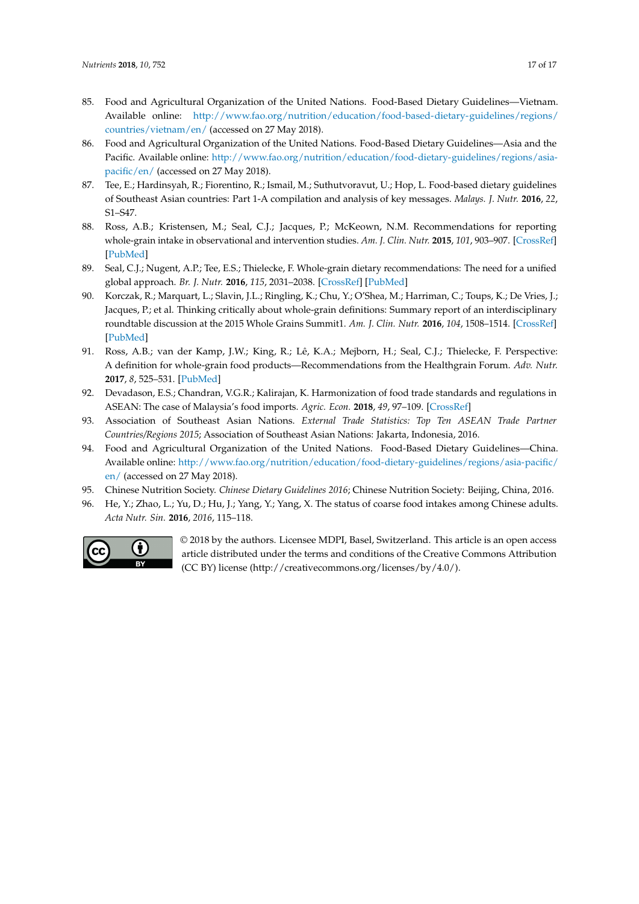85. Food and Agricultural Organization of the United Nations. Food-Based Dietary Guidelines—Vietnam. Available online: http://www.fao.org/nutrition/education/food-based-dietary-guidelines/regions/countries/vietnam/en/ (accessed on 27 May 2018).
86. Food and Agricultural Organization of the United Nations. Food-Based Dietary Guidelines—Asia and the Pacific. Available online: http://www.fao.org/nutrition/education/food-dietary-guidelines/regions/asia-pacific/en/ (accessed on 27 May 2018).
87. Tee, E.; Hardinsyah, R.; Fiorentino, R.; Ismail, M.; Suthutvoravut, U.; Hop, L. Food-based dietary guidelines of Southeast Asian countries: Part 1-A compilation and analysis of key messages. *Malays. J. Nutr.* **2016**, *22*, S1–S47.
88. Ross, A.B.; Kristensen, M.; Seal, C.J.; Jacques, P.; McKeown, N.M. Recommendations for reporting whole-grain intake in observational and intervention studies. *Am. J. Clin. Nutr.* **2015**, *101*, 903–907. [CrossRef] [PubMed]
89. Seal, C.J.; Nugent, A.P.; Tee, E.S.; Thielecke, F. Whole-grain dietary recommendations: The need for a unified global approach. *Br. J. Nutr.* **2016**, *115*, 2031–2038. [CrossRef] [PubMed]
90. Korczak, R.; Marquart, L.; Slavin, J.L.; Ringling, K.; Chu, Y.; O'Shea, M.; Harriman, C.; Toups, K.; De Vries, J.; Jacques, P.; et al. Thinking critically about whole-grain definitions: Summary report of an interdisciplinary roundtable discussion at the 2015 Whole Grains Summit1. *Am. J. Clin. Nutr.* **2016**, *104*, 1508–1514. [CrossRef] [PubMed]
91. Ross, A.B.; van der Kamp, J.W.; King, R.; Lê, K.A.; Mejborn, H.; Seal, C.J.; Thielecke, F. Perspective: A definition for whole-grain food products—Recommendations from the Healthgrain Forum. *Adv. Nutr.* **2017**, *8*, 525–531. [PubMed]
92. Devadason, E.S.; Chandran, V.G.R.; Kalirajan, K. Harmonization of food trade standards and regulations in ASEAN: The case of Malaysia's food imports. *Agric. Econ.* **2018**, *49*, 97–109. [CrossRef]
93. Association of Southeast Asian Nations. *External Trade Statistics: Top Ten ASEAN Trade Partner Countries/Regions 2015*; Association of Southeast Asian Nations: Jakarta, Indonesia, 2016.
94. Food and Agricultural Organization of the United Nations. Food-Based Dietary Guidelines—China. Available online: http://www.fao.org/nutrition/education/food-dietary-guidelines/regions/asia-pacific/en/ (accessed on 27 May 2018).
95. Chinese Nutrition Society. *Chinese Dietary Guidelines 2016*; Chinese Nutrition Society: Beijing, China, 2016.
96. He, Y.; Zhao, L.; Yu, D.; Hu, J.; Yang, Y.; Yang, X. The status of coarse food intakes among Chinese adults. *Acta Nutr. Sin.* **2016**, *2016*, 115–118.

© 2018 by the authors. Licensee MDPI, Basel, Switzerland. This article is an open access article distributed under the terms and conditions of the Creative Commons Attribution (CC BY) license (http://creativecommons.org/licenses/by/4.0/).